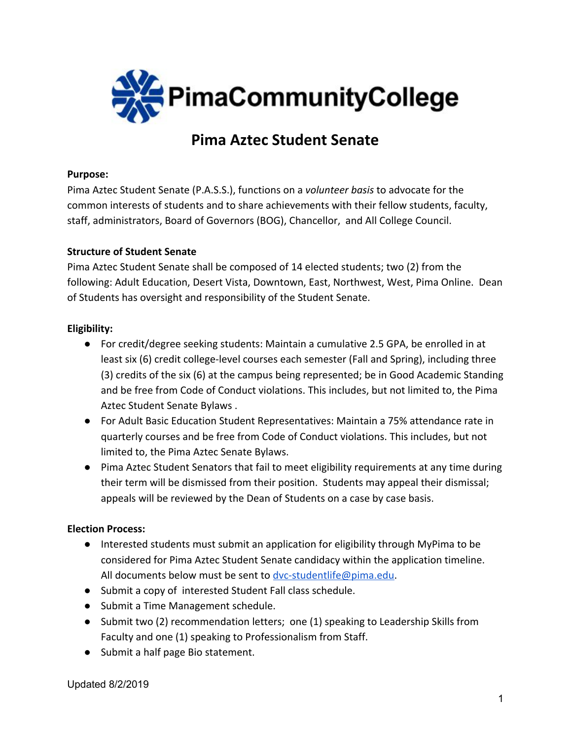PimaCommunityCollege

# Pima Aztec Student Senate

**Purpose:**

Pima Aztec Student Senate (P.A.S.S.), functions on a *volunteer basis* to advocate for the common interests of students and to share achievements with their fellow students, faculty, staff, administrators, Board of Governors (BOG), Chancellor,  and All College Council.

**Structure of Student Senate**

Pima Aztec Student Senate shall be composed of 14 elected students; two (2) from the following: Adult Education, Desert Vista, Downtown, East, Northwest, West, Pima Online.  Dean of Students has oversight and responsibility of the Student Senate.

**Eligibility:**

- For credit/degree seeking students: Maintain a cumulative 2.5 GPA, be enrolled in at least six (6) credit college-level courses each semester (Fall and Spring), including three (3) credits of the six (6) at the campus being represented; be in Good Academic Standing and be free from Code of Conduct violations. This includes, but not limited to, the Pima Aztec Student Senate Bylaws .
- For Adult Basic Education Student Representatives: Maintain a 75% attendance rate in quarterly courses and be free from Code of Conduct violations. This includes, but not limited to, the Pima Aztec Senate Bylaws.
- Pima Aztec Student Senators that fail to meet eligibility requirements at any time during their term will be dismissed from their position.  Students may appeal their dismissal; appeals will be reviewed by the Dean of Students on a case by case basis.

**Election Process:**

- Interested students must submit an application for eligibility through MyPima to be considered for Pima Aztec Student Senate candidacy within the application timeline. All documents below must be sent to dvc-studentlife@pima.edu.
- Submit a copy of  interested Student Fall class schedule.
- Submit a Time Management schedule.
- Submit two (2) recommendation letters;  one (1) speaking to Leadership Skills from Faculty and one (1) speaking to Professionalism from Staff.
- Submit a half page Bio statement.

Updated 8/2/2019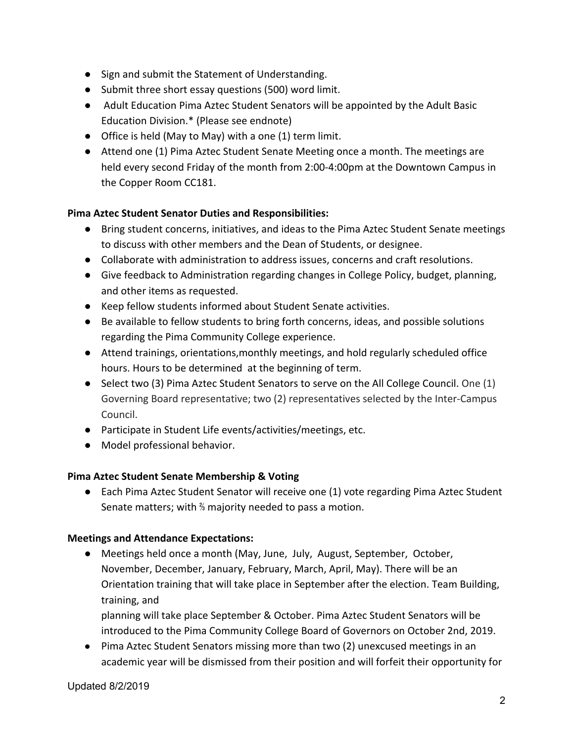- Sign and submit the Statement of Understanding.
- Submit three short essay questions (500) word limit.
- Adult Education Pima Aztec Student Senators will be appointed by the Adult Basic Education Division.* (Please see endnote)
- Office is held (May to May) with a one (1) term limit.
- Attend one (1) Pima Aztec Student Senate Meeting once a month. The meetings are held every second Friday of the month from 2:00-4:00pm at the Downtown Campus in the Copper Room CC181.

**Pima Aztec Student Senator Duties and Responsibilities:**

- Bring student concerns, initiatives, and ideas to the Pima Aztec Student Senate meetings to discuss with other members and the Dean of Students, or designee.
- Collaborate with administration to address issues, concerns and craft resolutions.
- Give feedback to Administration regarding changes in College Policy, budget, planning, and other items as requested.
- Keep fellow students informed about Student Senate activities.
- Be available to fellow students to bring forth concerns, ideas, and possible solutions regarding the Pima Community College experience.
- Attend trainings, orientations,monthly meetings, and hold regularly scheduled office hours. Hours to be determined at the beginning of term.
- Select two (3) Pima Aztec Student Senators to serve on the All College Council. One (1) Governing Board representative; two (2) representatives selected by the Inter-Campus Council.
- Participate in Student Life events/activities/meetings, etc.
- Model professional behavior.

**Pima Aztec Student Senate Membership & Voting**

- Each Pima Aztec Student Senator will receive one (1) vote regarding Pima Aztec Student Senate matters; with ⅔ majority needed to pass a motion.

**Meetings and Attendance Expectations:**

- Meetings held once a month (May, June, July, August, September, October, November, December, January, February, March, April, May). There will be an Orientation training that will take place in September after the election. Team Building, training, and planning will take place September & October. Pima Aztec Student Senators will be introduced to the Pima Community College Board of Governors on October 2nd, 2019.
- Pima Aztec Student Senators missing more than two (2) unexcused meetings in an academic year will be dismissed from their position and will forfeit their opportunity for

Updated 8/2/2019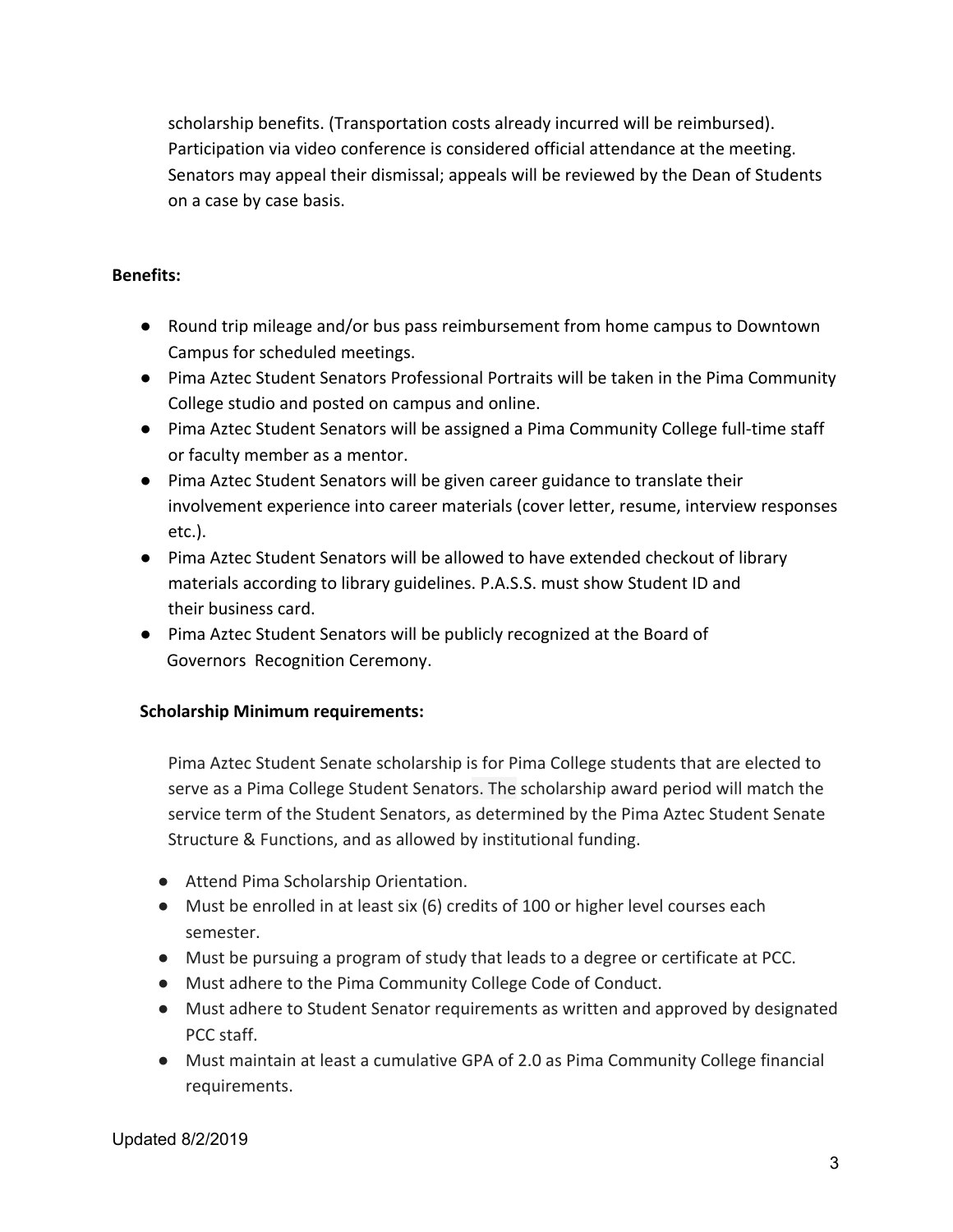scholarship benefits. (Transportation costs already incurred will be reimbursed). Participation via video conference is considered official attendance at the meeting. Senators may appeal their dismissal; appeals will be reviewed by the Dean of Students on a case by case basis.

**Benefits:**

- Round trip mileage and/or bus pass reimbursement from home campus to Downtown Campus for scheduled meetings.
- Pima Aztec Student Senators Professional Portraits will be taken in the Pima Community College studio and posted on campus and online.
- Pima Aztec Student Senators will be assigned a Pima Community College full-time staff or faculty member as a mentor.
- Pima Aztec Student Senators will be given career guidance to translate their involvement experience into career materials (cover letter, resume, interview responses etc.).
- Pima Aztec Student Senators will be allowed to have extended checkout of library materials according to library guidelines. P.A.S.S. must show Student ID and their business card.
- Pima Aztec Student Senators will be publicly recognized at the Board of Governors Recognition Ceremony.

**Scholarship Minimum requirements:**

Pima Aztec Student Senate scholarship is for Pima College students that are elected to serve as a Pima College Student Senators. The scholarship award period will match the service term of the Student Senators, as determined by the Pima Aztec Student Senate Structure & Functions, and as allowed by institutional funding.

- Attend Pima Scholarship Orientation.
- Must be enrolled in at least six (6) credits of 100 or higher level courses each semester.
- Must be pursuing a program of study that leads to a degree or certificate at PCC.
- Must adhere to the Pima Community College Code of Conduct.
- Must adhere to Student Senator requirements as written and approved by designated PCC staff.
- Must maintain at least a cumulative GPA of 2.0 as Pima Community College financial requirements.

Updated 8/2/2019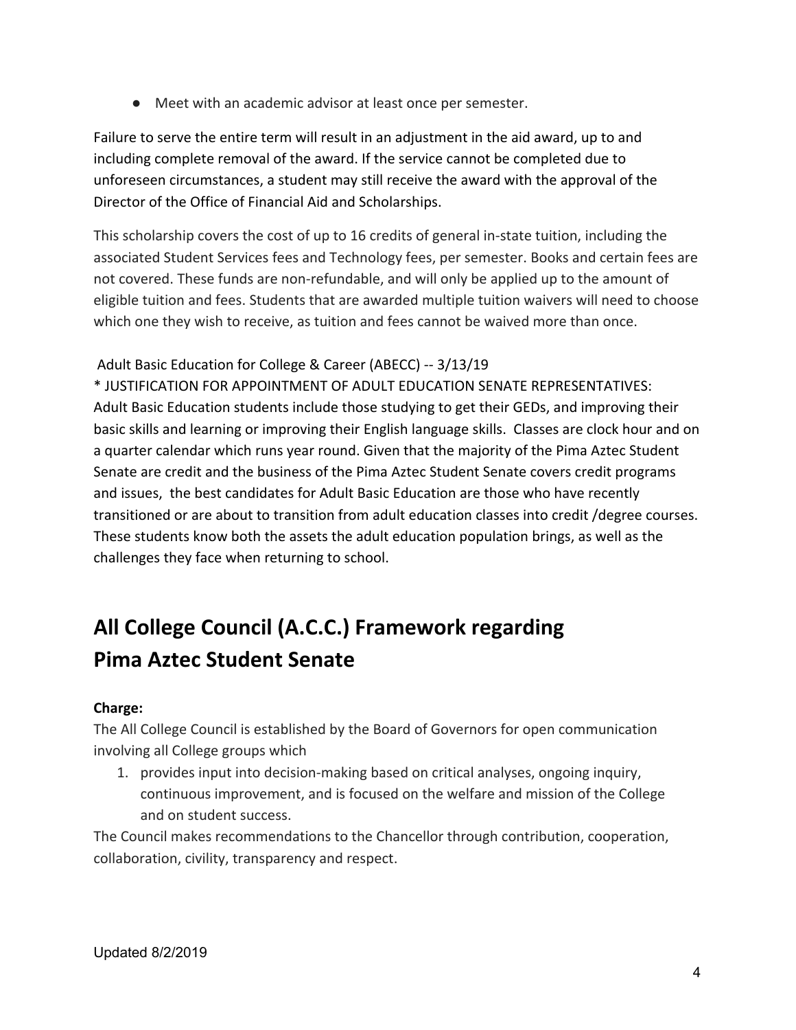- Meet with an academic advisor at least once per semester.

Failure to serve the entire term will result in an adjustment in the aid award, up to and including complete removal of the award. If the service cannot be completed due to unforeseen circumstances, a student may still receive the award with the approval of the Director of the Office of Financial Aid and Scholarships.

This scholarship covers the cost of up to 16 credits of general in-state tuition, including the associated Student Services fees and Technology fees, per semester. Books and certain fees are not covered. These funds are non-refundable, and will only be applied up to the amount of eligible tuition and fees. Students that are awarded multiple tuition waivers will need to choose which one they wish to receive, as tuition and fees cannot be waived more than once.

Adult Basic Education for College & Career (ABECC) -- 3/13/19
* JUSTIFICATION FOR APPOINTMENT OF ADULT EDUCATION SENATE REPRESENTATIVES:
Adult Basic Education students include those studying to get their GEDs, and improving their basic skills and learning or improving their English language skills. Classes are clock hour and on a quarter calendar which runs year round. Given that the majority of the Pima Aztec Student Senate are credit and the business of the Pima Aztec Student Senate covers credit programs and issues, the best candidates for Adult Basic Education are those who have recently transitioned or are about to transition from adult education classes into credit /degree courses. These students know both the assets the adult education population brings, as well as the challenges they face when returning to school.

## All College Council (A.C.C.) Framework regarding Pima Aztec Student Senate

**Charge:**
The All College Council is established by the Board of Governors for open communication involving all College groups which

1. provides input into decision-making based on critical analyses, ongoing inquiry, continuous improvement, and is focused on the welfare and mission of the College and on student success.

The Council makes recommendations to the Chancellor through contribution, cooperation, collaboration, civility, transparency and respect.

Updated 8/2/2019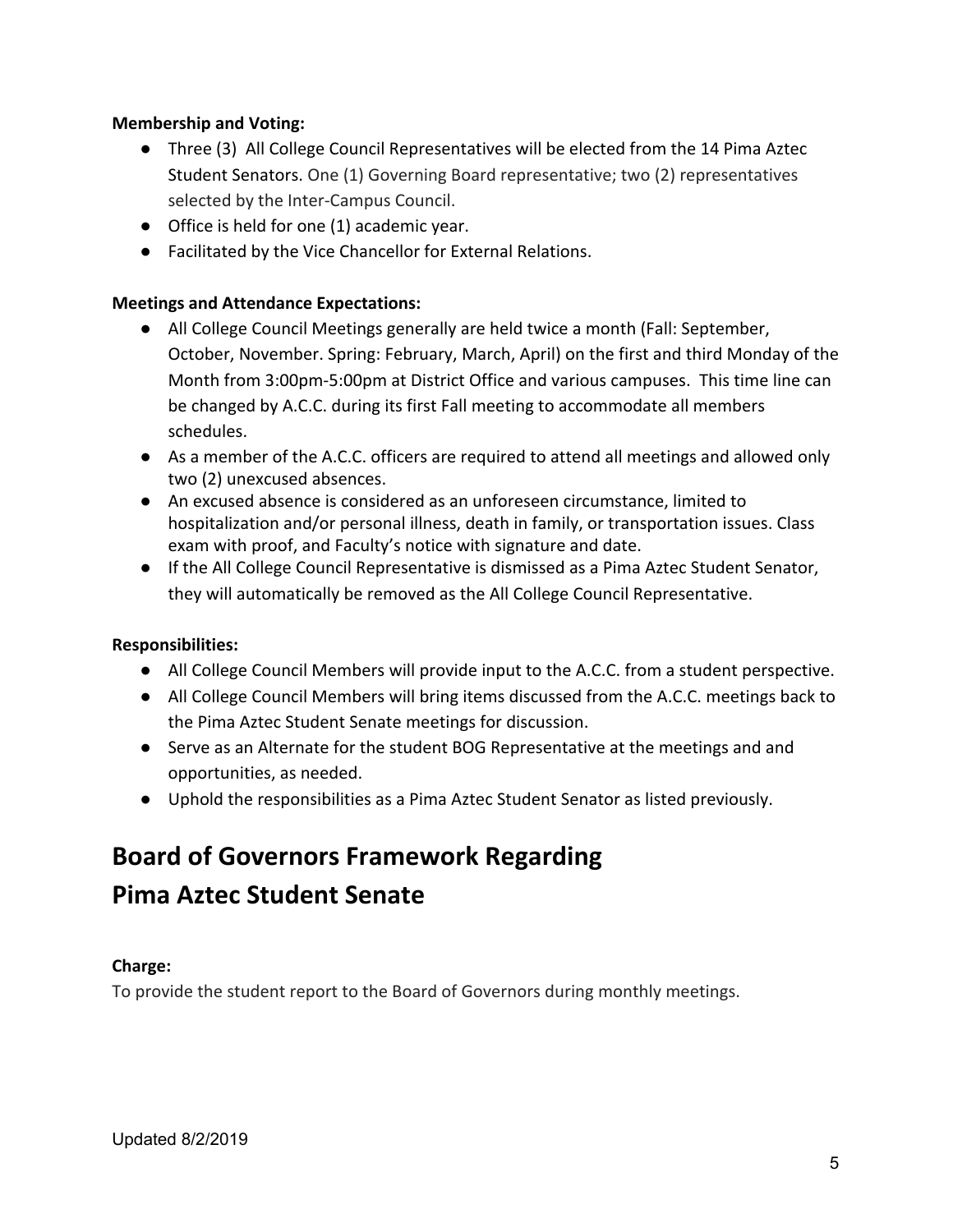**Membership and Voting:**

- Three (3) All College Council Representatives will be elected from the 14 Pima Aztec Student Senators. One (1) Governing Board representative; two (2) representatives selected by the Inter-Campus Council.
- Office is held for one (1) academic year.
- Facilitated by the Vice Chancellor for External Relations.

**Meetings and Attendance Expectations:**

- All College Council Meetings generally are held twice a month (Fall: September, October, November. Spring: February, March, April) on the first and third Monday of the Month from 3:00pm-5:00pm at District Office and various campuses. This time line can be changed by A.C.C. during its first Fall meeting to accommodate all members schedules.
- As a member of the A.C.C. officers are required to attend all meetings and allowed only two (2) unexcused absences.
- An excused absence is considered as an unforeseen circumstance, limited to hospitalization and/or personal illness, death in family, or transportation issues. Class exam with proof, and Faculty's notice with signature and date.
- If the All College Council Representative is dismissed as a Pima Aztec Student Senator, they will automatically be removed as the All College Council Representative.

**Responsibilities:**

- All College Council Members will provide input to the A.C.C. from a student perspective.
- All College Council Members will bring items discussed from the A.C.C. meetings back to the Pima Aztec Student Senate meetings for discussion.
- Serve as an Alternate for the student BOG Representative at the meetings and and opportunities, as needed.
- Uphold the responsibilities as a Pima Aztec Student Senator as listed previously.

# Board of Governors Framework Regarding Pima Aztec Student Senate

**Charge:**

To provide the student report to the Board of Governors during monthly meetings.

Updated 8/2/2019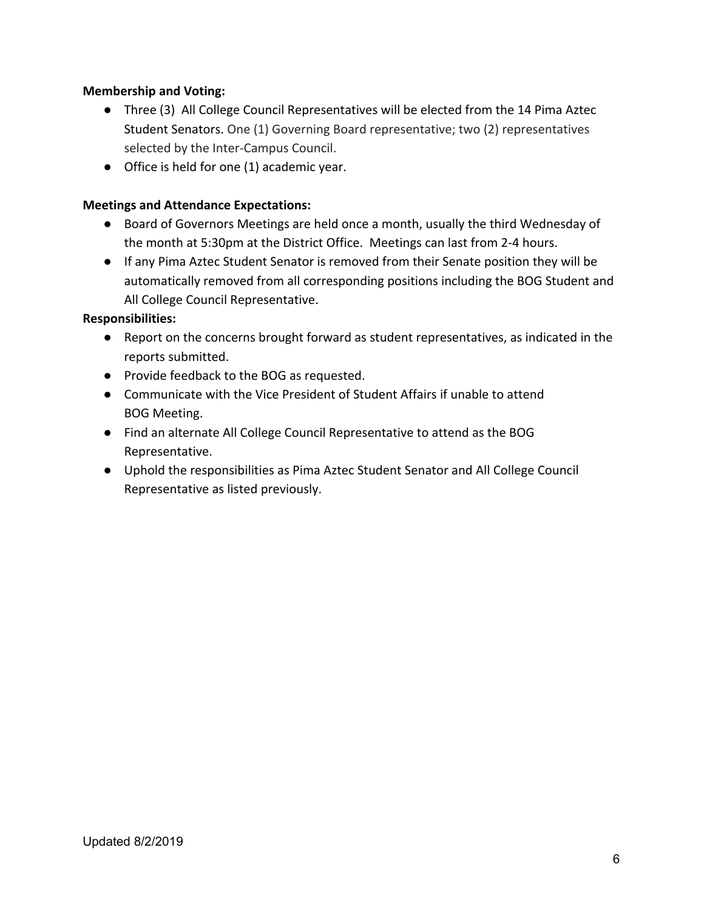**Membership and Voting:**

- Three (3) All College Council Representatives will be elected from the 14 Pima Aztec Student Senators. One (1) Governing Board representative; two (2) representatives selected by the Inter-Campus Council.
- Office is held for one (1) academic year.

**Meetings and Attendance Expectations:**

- Board of Governors Meetings are held once a month, usually the third Wednesday of the month at 5:30pm at the District Office. Meetings can last from 2-4 hours.
- If any Pima Aztec Student Senator is removed from their Senate position they will be automatically removed from all corresponding positions including the BOG Student and All College Council Representative.

**Responsibilities:**

- Report on the concerns brought forward as student representatives, as indicated in the reports submitted.
- Provide feedback to the BOG as requested.
- Communicate with the Vice President of Student Affairs if unable to attend BOG Meeting.
- Find an alternate All College Council Representative to attend as the BOG Representative.
- Uphold the responsibilities as Pima Aztec Student Senator and All College Council Representative as listed previously.

Updated 8/2/2019